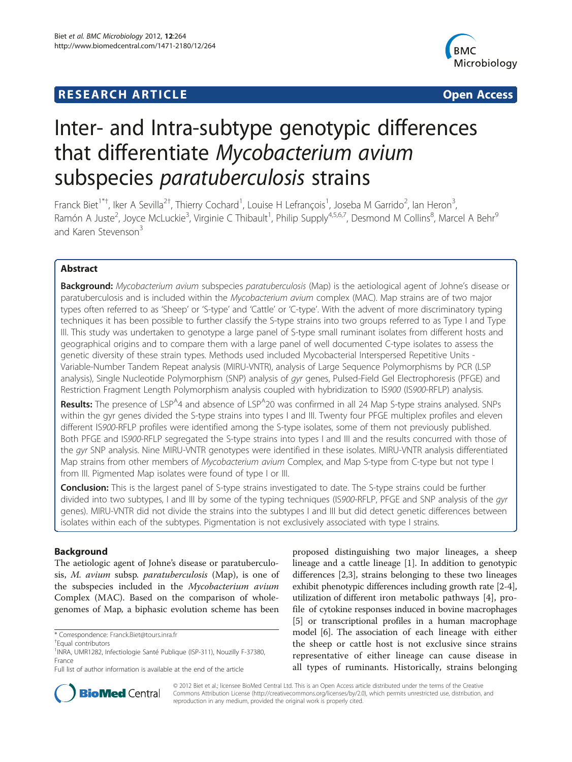RESEARCH ARTICLE **Open Access**

# Inter- and Intra-subtype genotypic differences that differentiate *Mycobacterium avium* subspecies *paratuberculosis* strains

Franck Biet[1*†], Iker A Sevilla[2†], Thierry Cochard[1], Louise H Lefrançois[1], Joseba M Garrido[2], Ian Heron[3], Ramón A Juste[2], Joyce McLuckie[3], Virginie C Thibault[1], Philip Supply[4,5,6,7], Desmond M Collins[8], Marcel A Behr[9] and Karen Stevenson[3]

## Abstract

**Background:** *Mycobacterium avium* subspecies *paratuberculosis* (Map) is the aetiological agent of Johne's disease or paratuberculosis and is included within the *Mycobacterium avium* complex (MAC). Map strains are of two major types often referred to as 'Sheep' or 'S-type' and 'Cattle' or 'C-type'. With the advent of more discriminatory typing techniques it has been possible to further classify the S-type strains into two groups referred to as Type I and Type III. This study was undertaken to genotype a large panel of S-type small ruminant isolates from different hosts and geographical origins and to compare them with a large panel of well documented C-type isolates to assess the genetic diversity of these strain types. Methods used included Mycobacterial Interspersed Repetitive Units - Variable-Number Tandem Repeat analysis (MIRU-VNTR), analysis of Large Sequence Polymorphisms by PCR (LSP analysis), Single Nucleotide Polymorphism (SNP) analysis of *gyr* genes, Pulsed-Field Gel Electrophoresis (PFGE) and Restriction Fragment Length Polymorphism analysis coupled with hybridization to IS*900* (IS*900*-RFLP) analysis.

**Results:** The presence of LSP[A]4 and absence of LSP[A]20 was confirmed in all 24 Map S-type strains analysed. SNPs within the gyr genes divided the S-type strains into types I and III. Twenty four PFGE multiplex profiles and eleven different IS*900*-RFLP profiles were identified among the S-type isolates, some of them not previously published. Both PFGE and IS*900*-RFLP segregated the S-type strains into types I and III and the results concurred with those of the *gyr* SNP analysis. Nine MIRU-VNTR genotypes were identified in these isolates. MIRU-VNTR analysis differentiated Map strains from other members of *Mycobacterium avium* Complex, and Map S-type from C-type but not type I from III. Pigmented Map isolates were found of type I or III.

**Conclusion:** This is the largest panel of S-type strains investigated to date. The S-type strains could be further divided into two subtypes, I and III by some of the typing techniques (IS*900*-RFLP, PFGE and SNP analysis of the *gyr* genes). MIRU-VNTR did not divide the strains into the subtypes I and III but did detect genetic differences between isolates within each of the subtypes. Pigmentation is not exclusively associated with type I strains.

## Background

The aetiologic agent of Johne's disease or paratuberculosis, *M. avium* subsp. *paratuberculosis* (Map), is one of the subspecies included in the *Mycobacterium avium* Complex (MAC). Based on the comparison of whole-genomes of Map, a biphasic evolution scheme has been proposed distinguishing two major lineages, a sheep lineage and a cattle lineage [1]. In addition to genotypic differences [2,3], strains belonging to these two lineages exhibit phenotypic differences including growth rate [2-4], utilization of different iron metabolic pathways [4], profile of cytokine responses induced in bovine macrophages [5] or transcriptional profiles in a human macrophage model [6]. The association of each lineage with either the sheep or cattle host is not exclusive since strains representative of either lineage can cause disease in all types of ruminants. Historically, strains belonging

\* Correspondence: Franck.Biet@tours.inra.fr

†Equal contributors

[1]INRA, UMR1282, Infectiologie Santé Publique (ISP-311), Nouzilly F-37380, France

Full list of author information is available at the end of the article

© 2012 Biet et al.; licensee BioMed Central Ltd. This is an Open Access article distributed under the terms of the Creative Commons Attribution License (http://creativecommons.org/licenses/by/2.0), which permits unrestricted use, distribution, and reproduction in any medium, provided the original work is properly cited.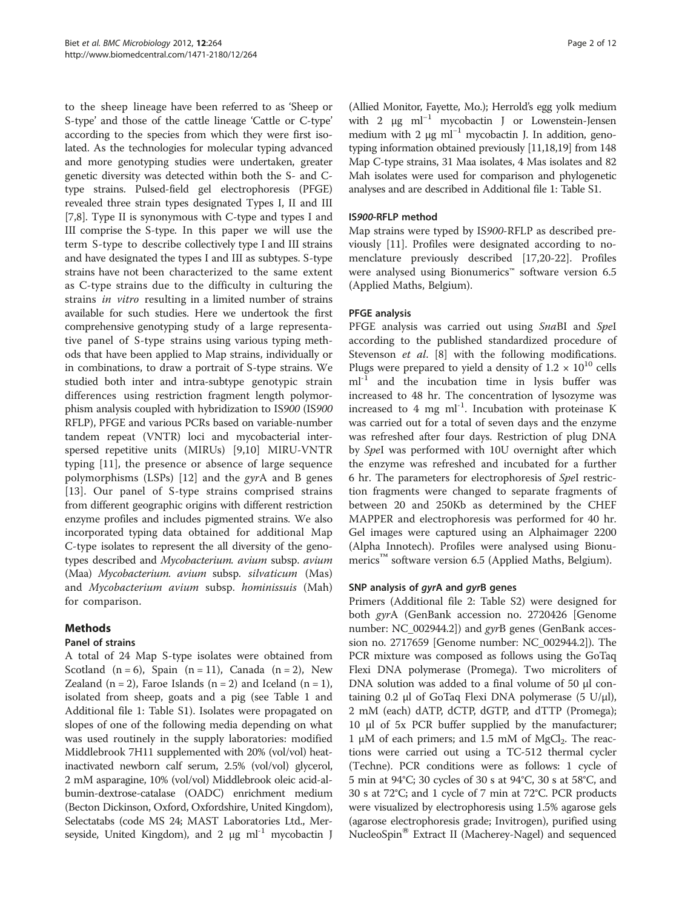to the sheep lineage have been referred to as 'Sheep or S-type' and those of the cattle lineage 'Cattle or C-type' according to the species from which they were first isolated. As the technologies for molecular typing advanced and more genotyping studies were undertaken, greater genetic diversity was detected within both the S- and C-type strains. Pulsed-field gel electrophoresis (PFGE) revealed three strain types designated Types I, II and III [7,8]. Type II is synonymous with C-type and types I and III comprise the S-type. In this paper we will use the term S-type to describe collectively type I and III strains and have designated the types I and III as subtypes. S-type strains have not been characterized to the same extent as C-type strains due to the difficulty in culturing the strains *in vitro* resulting in a limited number of strains available for such studies. Here we undertook the first comprehensive genotyping study of a large representative panel of S-type strains using various typing methods that have been applied to Map strains, individually or in combinations, to draw a portrait of S-type strains. We studied both inter and intra-subtype genotypic strain differences using restriction fragment length polymorphism analysis coupled with hybridization to IS*900* (IS*900* RFLP), PFGE and various PCRs based on variable-number tandem repeat (VNTR) loci and mycobacterial interspersed repetitive units (MIRUs) [9,10] MIRU-VNTR typing [11], the presence or absence of large sequence polymorphisms (LSPs) [12] and the *gyr*A and B genes [13]. Our panel of S-type strains comprised strains from different geographic origins with different restriction enzyme profiles and includes pigmented strains. We also incorporated typing data obtained for additional Map C-type isolates to represent the all diversity of the genotypes described and *Mycobacterium. avium* subsp. *avium* (Maa) *Mycobacterium. avium* subsp. *silvaticum* (Mas) and *Mycobacterium avium* subsp. *hominissuis* (Mah) for comparison.

## Methods

### Panel of strains

A total of 24 Map S-type isolates were obtained from Scotland (n = 6), Spain (n = 11), Canada (n = 2), New Zealand (n = 2), Faroe Islands (n = 2) and Iceland (n = 1), isolated from sheep, goats and a pig (see Table 1 and Additional file 1: Table S1). Isolates were propagated on slopes of one of the following media depending on what was used routinely in the supply laboratories: modified Middlebrook 7H11 supplemented with 20% (vol/vol) heat-inactivated newborn calf serum, 2.5% (vol/vol) glycerol, 2 mM asparagine, 10% (vol/vol) Middlebrook oleic acid-albumin-dextrose-catalase (OADC) enrichment medium (Becton Dickinson, Oxford, Oxfordshire, United Kingdom), Selectatabs (code MS 24; MAST Laboratories Ltd., Merseyside, United Kingdom), and 2 μg $ml^{-1}$ mycobactin J (Allied Monitor, Fayette, Mo.); Herrold's egg yolk medium with 2 μg $ml^{-1}$ mycobactin J or Lowenstein-Jensen medium with 2 μg $ml^{-1}$ mycobactin J. In addition, genotyping information obtained previously [11,18,19] from 148 Map C-type strains, 31 Maa isolates, 4 Mas isolates and 82 Mah isolates were used for comparison and phylogenetic analyses and are described in Additional file 1: Table S1.

### IS*900*-RFLP method

Map strains were typed by IS*900*-RFLP as described previously [11]. Profiles were designated according to nomenclature previously described [17,20-22]. Profiles were analysed using Bionumerics™ software version 6.5 (Applied Maths, Belgium).

### PFGE analysis

PFGE analysis was carried out using *Sna*BI and *Spe*I according to the published standardized procedure of Stevenson *et al*. [8] with the following modifications. Plugs were prepared to yield a density of $1.2 \times 10^{10}$ cells $ml^{-1}$ and the incubation time in lysis buffer was increased to 48 hr. The concentration of lysozyme was increased to 4 mg $ml^{-1}$. Incubation with proteinase K was carried out for a total of seven days and the enzyme was refreshed after four days. Restriction of plug DNA by *Spe*I was performed with 10U overnight after which the enzyme was refreshed and incubated for a further 6 hr. The parameters for electrophoresis of *Spe*I restriction fragments were changed to separate fragments of between 20 and 250Kb as determined by the CHEF MAPPER and electrophoresis was performed for 40 hr. Gel images were captured using an Alphaimager 2200 (Alpha Innotech). Profiles were analysed using Bionumerics™ software version 6.5 (Applied Maths, Belgium).

### SNP analysis of *gyr*A and *gyr*B genes

Primers (Additional file 2: Table S2) were designed for both *gyr*A (GenBank accession no. 2720426 [Genome number: NC_002944.2]) and *gyr*B genes (GenBank accession no. 2717659 [Genome number: NC_002944.2]). The PCR mixture was composed as follows using the GoTaq Flexi DNA polymerase (Promega). Two microliters of DNA solution was added to a final volume of 50 μl containing 0.2 μl of GoTaq Flexi DNA polymerase (5 U/μl), 2 mM (each) dATP, dCTP, dGTP, and dTTP (Promega); 10 μl of 5x PCR buffer supplied by the manufacturer; 1 μM of each primers; and 1.5 mM of $MgCl_2$. The reactions were carried out using a TC-512 thermal cycler (Techne). PCR conditions were as follows: 1 cycle of 5 min at 94°C; 30 cycles of 30 s at 94°C, 30 s at 58°C, and 30 s at 72°C; and 1 cycle of 7 min at 72°C. PCR products were visualized by electrophoresis using 1.5% agarose gels (agarose electrophoresis grade; Invitrogen), purified using NucleoSpin® Extract II (Macherey-Nagel) and sequenced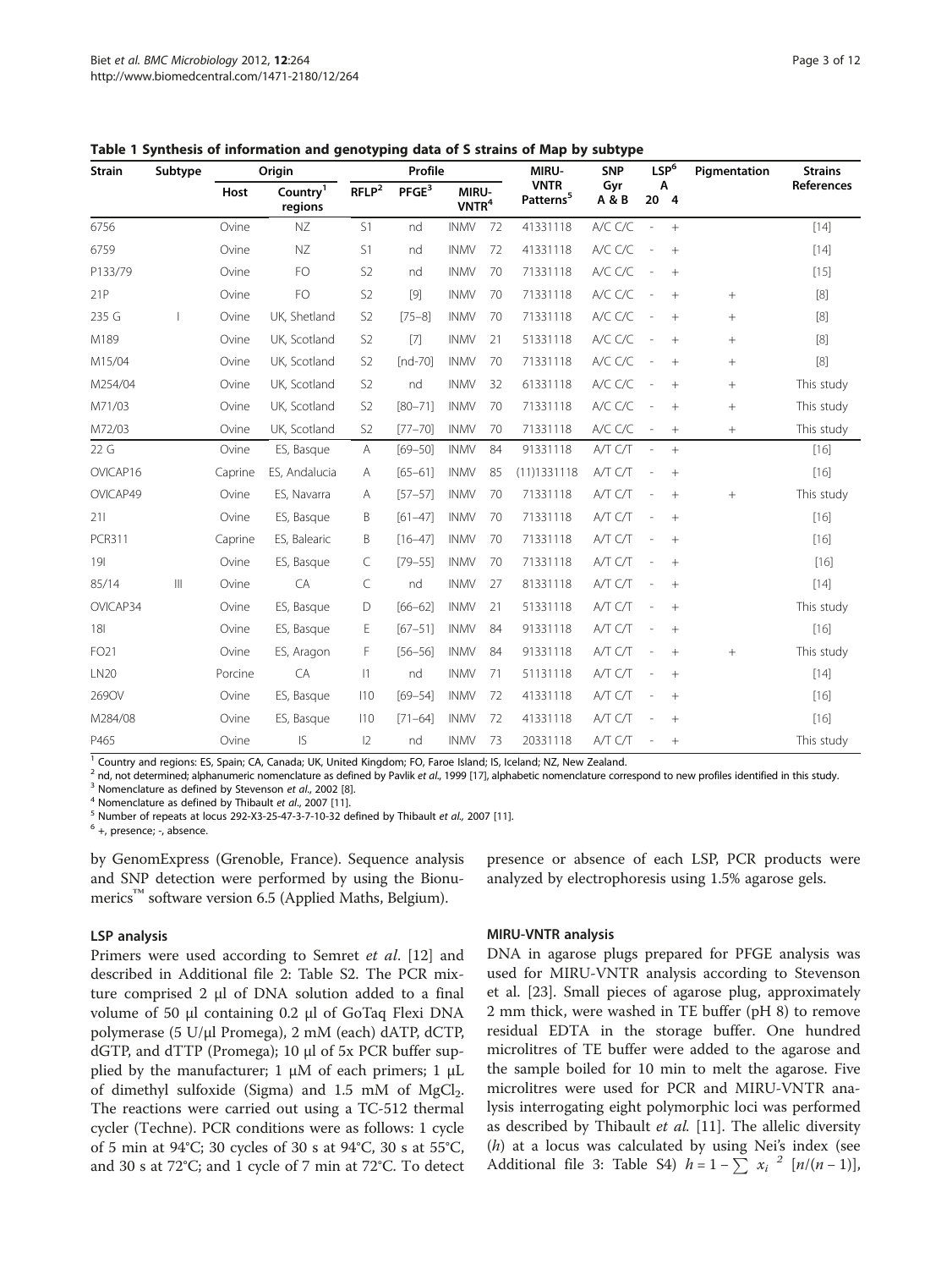**Table 1 Synthesis of information and genotyping data of S strains of Map by subtype**

| Strain | Subtype | Origin | | Profile | | | | MIRU-VNTR Patterns[5] | SNP Gyr A & B | LSP[6] A | | Pigmentation | Strains References |
|---|---|---|---|---|---|---|---|---|---|---|---|---|---|
| | | Host | Country[1] regions | RFLP[2] | PFGE[3] | MIRU-VNTR[4] | | | | 20 | 4 | | |
| 6756 | I | Ovine | NZ | S1 | nd | INMV | 72 | 41331118 | A/C C/C | - | + | | [14] |
| 6759 | | Ovine | NZ | S1 | nd | INMV | 72 | 41331118 | A/C C/C | - | + | | [14] |
| P133/79 | | Ovine | FO | S2 | nd | INMV | 70 | 71331118 | A/C C/C | - | + | | [15] |
| 21P | | Ovine | FO | S2 | [9] | INMV | 70 | 71331118 | A/C C/C | - | + | + | [8] |
| 235 G | | Ovine | UK, Shetland | S2 | [75–8] | INMV | 70 | 71331118 | A/C C/C | - | + | + | [8] |
| M189 | | Ovine | UK, Scotland | S2 | [7] | INMV | 21 | 51331118 | A/C C/C | - | + | + | [8] |
| M15/04 | | Ovine | UK, Scotland | S2 | [nd-70] | INMV | 70 | 71331118 | A/C C/C | - | + | + | [8] |
| M254/04 | | Ovine | UK, Scotland | S2 | nd | INMV | 32 | 61331118 | A/C C/C | - | + | + | This study |
| M71/03 | | Ovine | UK, Scotland | S2 | [80–71] | INMV | 70 | 71331118 | A/C C/C | - | + | + | This study |
| M72/03 | | Ovine | UK, Scotland | S2 | [77–70] | INMV | 70 | 71331118 | A/C C/C | - | + | + | This study |
| 22 G | III | Ovine | ES, Basque | A | [69–50] | INMV | 84 | 91331118 | A/T C/T | - | + | | [16] |
| OVICAP16 | | Caprine | ES, Andalucia | A | [65–61] | INMV | 85 | (11)1331118 | A/T C/T | - | + | | [16] |
| OVICAP49 | | Ovine | ES, Navarra | A | [57–57] | INMV | 70 | 71331118 | A/T C/T | - | + | + | This study |
| 21I | | Ovine | ES, Basque | B | [61–47] | INMV | 70 | 71331118 | A/T C/T | - | + | | [16] |
| PCR311 | | Caprine | ES, Balearic | B | [16–47] | INMV | 70 | 71331118 | A/T C/T | - | + | | [16] |
| 19I | | Ovine | ES, Basque | C | [79–55] | INMV | 70 | 71331118 | A/T C/T | - | + | | [16] |
| 85/14 | | Ovine | CA | C | nd | INMV | 27 | 81331118 | A/T C/T | - | + | | [14] |
| OVICAP34 | | Ovine | ES, Basque | D | [66–62] | INMV | 21 | 51331118 | A/T C/T | - | + | | This study |
| 18I | | Ovine | ES, Basque | E | [67–51] | INMV | 84 | 91331118 | A/T C/T | - | + | | [16] |
| FO21 | | Ovine | ES, Aragon | F | [56–56] | INMV | 84 | 91331118 | A/T C/T | - | + | + | This study |
| LN20 | | Porcine | CA | I1 | nd | INMV | 71 | 51131118 | A/T C/T | - | + | | [14] |
| 269OV | | Ovine | ES, Basque | I10 | [69–54] | INMV | 72 | 41331118 | A/T C/T | - | + | | [16] |
| M284/08 | | Ovine | ES, Basque | I10 | [71–64] | INMV | 72 | 41331118 | A/T C/T | - | + | | [16] |
| P465 | | Ovine | IS | I2 | nd | INMV | 73 | 20331118 | A/T C/T | - | + | | This study |

[1] Country and regions: ES, Spain; CA, Canada; UK, United Kingdom; FO, Faroe Island; IS, Iceland; NZ, New Zealand.
[2] nd, not determined; alphanumeric nomenclature as defined by Pavlik *et al*., 1999 [17], alphabetic nomenclature correspond to new profiles identified in this study.
[3] Nomenclature as defined by Stevenson *et al*., 2002 [8].
[4] Nomenclature as defined by Thibault *et al*., 2007 [11].
[5] Number of repeats at locus 292-X3-25-47-3-7-10-32 defined by Thibault *et al.,* 2007 [11].
[6] +, presence; -, absence.

by GenomExpress (Grenoble, France). Sequence analysis and SNP detection were performed by using the Bionumerics™ software version 6.5 (Applied Maths, Belgium).

### LSP analysis

Primers were used according to Semret *et al*. [12] and described in Additional file 2: Table S2. The PCR mixture comprised 2 μl of DNA solution added to a final volume of 50 μl containing 0.2 μl of GoTaq Flexi DNA polymerase (5 U/μl Promega), 2 mM (each) dATP, dCTP, dGTP, and dTTP (Promega); 10 μl of 5x PCR buffer supplied by the manufacturer; 1 μM of each primers; 1 μL of dimethyl sulfoxide (Sigma) and 1.5 mM of $MgCl_2$. The reactions were carried out using a TC-512 thermal cycler (Techne). PCR conditions were as follows: 1 cycle of 5 min at 94°C; 30 cycles of 30 s at 94°C, 30 s at 55°C, and 30 s at 72°C; and 1 cycle of 7 min at 72°C. To detect presence or absence of each LSP, PCR products were analyzed by electrophoresis using 1.5% agarose gels.

### MIRU-VNTR analysis

DNA in agarose plugs prepared for PFGE analysis was used for MIRU-VNTR analysis according to Stevenson et al. [23]. Small pieces of agarose plug, approximately 2 mm thick, were washed in TE buffer (pH 8) to remove residual EDTA in the storage buffer. One hundred microlitres of TE buffer were added to the agarose and the sample boiled for 10 min to melt the agarose. Five microlitres were used for PCR and MIRU-VNTR analysis interrogating eight polymorphic loci was performed as described by Thibault *et al.* [11]. The allelic diversity ($h$) at a locus was calculated by using Nei's index (see Additional file 3: Table S4) $h = 1 - \sum x_i^{\ 2}\ [n/(n-1)]$,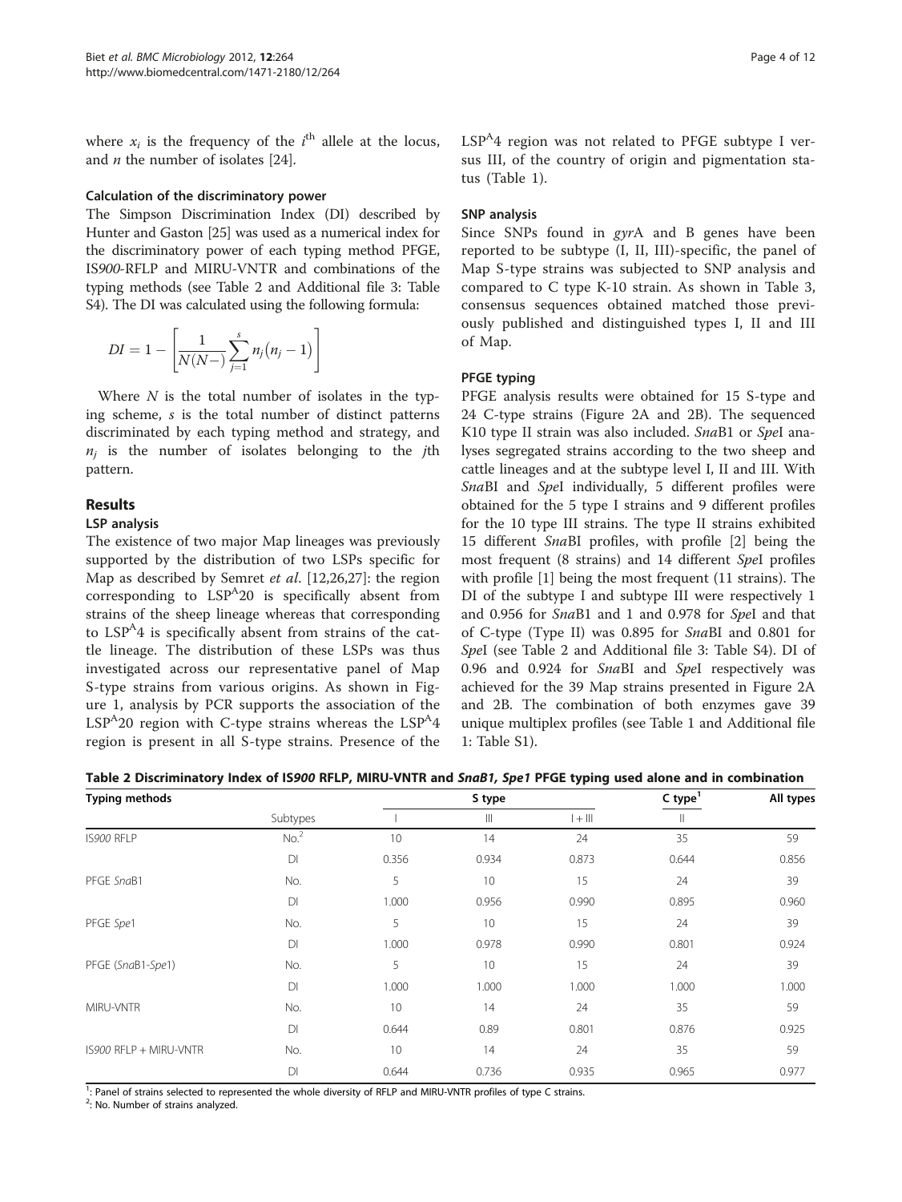where $x_i$ is the frequency of the $i^{th}$ allele at the locus, and $n$ the number of isolates [24].

### Calculation of the discriminatory power

The Simpson Discrimination Index (DI) described by Hunter and Gaston [25] was used as a numerical index for the discriminatory power of each typing method PFGE, IS*900*-RFLP and MIRU-VNTR and combinations of the typing methods (see Table 2 and Additional file 3: Table S4). The DI was calculated using the following formula:

$$DI = 1 - \left[\frac{1}{N(N-)}\sum_{j=1}^{s} n_j(n_j - 1)\right]$$

Where $N$ is the total number of isolates in the typing scheme, $s$ is the total number of distinct patterns discriminated by each typing method and strategy, and $n_j$ is the number of isolates belonging to the $j$th pattern.

## Results

### LSP analysis

The existence of two major Map lineages was previously supported by the distribution of two LSPs specific for Map as described by Semret *et al*. [12,26,27]: the region corresponding to $LSP^A20$ is specifically absent from strains of the sheep lineage whereas that corresponding to $LSP^A4$ is specifically absent from strains of the cattle lineage. The distribution of these LSPs was thus investigated across our representative panel of Map S-type strains from various origins. As shown in Figure 1, analysis by PCR supports the association of the $LSP^A20$ region with C-type strains whereas the $LSP^A4$ region is present in all S-type strains. Presence of the $LSP^A4$ region was not related to PFGE subtype I versus III, of the country of origin and pigmentation status (Table 1).

### SNP analysis

Since SNPs found in *gyr*A and B genes have been reported to be subtype (I, II, III)-specific, the panel of Map S-type strains was subjected to SNP analysis and compared to C type K-10 strain. As shown in Table 3, consensus sequences obtained matched those previously published and distinguished types I, II and III of Map.

### PFGE typing

PFGE analysis results were obtained for 15 S-type and 24 C-type strains (Figure 2A and 2B). The sequenced K10 type II strain was also included. *Sna*B1 or *Spe*I analyses segregated strains according to the two sheep and cattle lineages and at the subtype level I, II and III. With *Sna*BI and *Spe*I individually, 5 different profiles were obtained for the 5 type I strains and 9 different profiles for the 10 type III strains. The type II strains exhibited 15 different *Sna*BI profiles, with profile [2] being the most frequent (8 strains) and 14 different *Spe*I profiles with profile [1] being the most frequent (11 strains). The DI of the subtype I and subtype III were respectively 1 and 0.956 for *Sna*B1 and 1 and 0.978 for *Spe*I and that of C-type (Type II) was 0.895 for *Sna*BI and 0.801 for *Spe*I (see Table 2 and Additional file 3: Table S4). DI of 0.96 and 0.924 for *Sna*BI and *Spe*I respectively was achieved for the 39 Map strains presented in Figure 2A and 2B. The combination of both enzymes gave 39 unique multiplex profiles (see Table 1 and Additional file 1: Table S1).

**Table 2 Discriminatory Index of IS*900* RFLP, MIRU-VNTR and *SnaB1, Spe1* PFGE typing used alone and in combination**

| Typing methods | | S type | | | C type[1] | All types |
|---|---|---|---|---|---|---|
| | Subtypes | I | III | I + III | II | |
| IS*900* RFLP | No.[2] | 10 | 14 | 24 | 35 | 59 |
| | DI | 0.356 | 0.934 | 0.873 | 0.644 | 0.856 |
| PFGE *Sna*B1 | No. | 5 | 10 | 15 | 24 | 39 |
| | DI | 1.000 | 0.956 | 0.990 | 0.895 | 0.960 |
| PFGE *Spe*1 | No. | 5 | 10 | 15 | 24 | 39 |
| | DI | 1.000 | 0.978 | 0.990 | 0.801 | 0.924 |
| PFGE (*Sna*B1-*Spe*1) | No. | 5 | 10 | 15 | 24 | 39 |
| | DI | 1.000 | 1.000 | 1.000 | 1.000 | 1.000 |
| MIRU-VNTR | No. | 10 | 14 | 24 | 35 | 59 |
| | DI | 0.644 | 0.89 | 0.801 | 0.876 | 0.925 |
| IS*900* RFLP + MIRU-VNTR | No. | 10 | 14 | 24 | 35 | 59 |
| | DI | 0.644 | 0.736 | 0.935 | 0.965 | 0.977 |

[1]: Panel of strains selected to represented the whole diversity of RFLP and MIRU-VNTR profiles of type C strains.
[2]: No. Number of strains analyzed.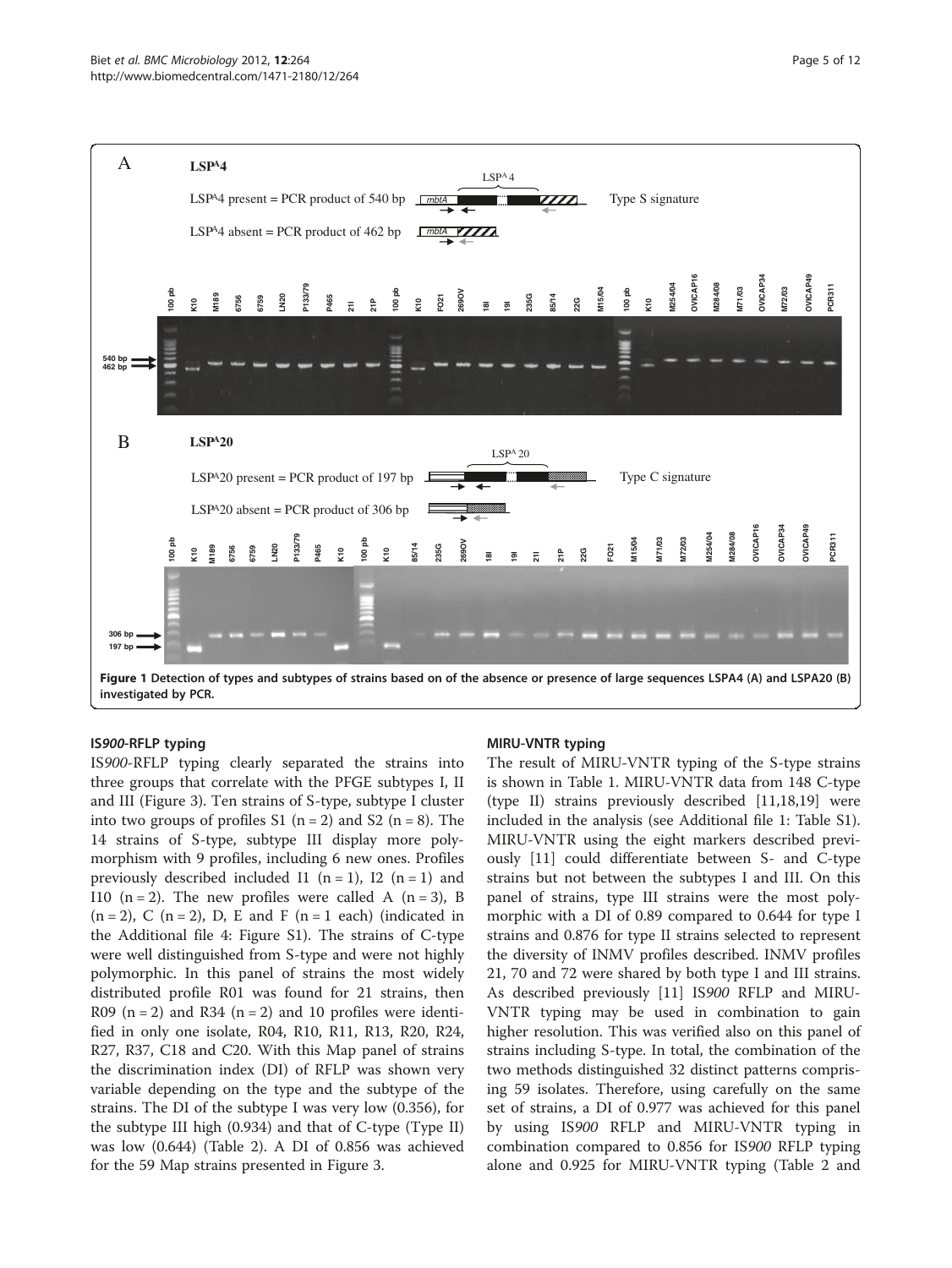**Figure 1 Detection of types and subtypes of strains based on of the absence or presence of large sequences LSPA4 (A) and LSPA20 (B) investigated by PCR.**

### IS*900*-RFLP typing

IS*900*-RFLP typing clearly separated the strains into three groups that correlate with the PFGE subtypes I, II and III (Figure 3). Ten strains of S-type, subtype I cluster into two groups of profiles S1 (n = 2) and S2 (n = 8). The 14 strains of S-type, subtype III display more polymorphism with 9 profiles, including 6 new ones. Profiles previously described included I1 (n = 1), I2 (n = 1) and I10 (n = 2). The new profiles were called A (n = 3), B (n = 2), C (n = 2), D, E and F (n = 1 each) (indicated in the Additional file 4: Figure S1). The strains of C-type were well distinguished from S-type and were not highly polymorphic. In this panel of strains the most widely distributed profile R01 was found for 21 strains, then R09 (n = 2) and R34 (n = 2) and 10 profiles were identified in only one isolate, R04, R10, R11, R13, R20, R24, R27, R37, C18 and C20. With this Map panel of strains the discrimination index (DI) of RFLP was shown very variable depending on the type and the subtype of the strains. The DI of the subtype I was very low (0.356), for the subtype III high (0.934) and that of C-type (Type II) was low (0.644) (Table 2). A DI of 0.856 was achieved for the 59 Map strains presented in Figure 3.

### MIRU-VNTR typing

The result of MIRU-VNTR typing of the S-type strains is shown in Table 1. MIRU-VNTR data from 148 C-type (type II) strains previously described [11,18,19] were included in the analysis (see Additional file 1: Table S1). MIRU-VNTR using the eight markers described previously [11] could differentiate between S- and C-type strains but not between the subtypes I and III. On this panel of strains, type III strains were the most polymorphic with a DI of 0.89 compared to 0.644 for type I strains and 0.876 for type II strains selected to represent the diversity of INMV profiles described. INMV profiles 21, 70 and 72 were shared by both type I and III strains. As described previously [11] IS*900* RFLP and MIRU-VNTR typing may be used in combination to gain higher resolution. This was verified also on this panel of strains including S-type. In total, the combination of the two methods distinguished 32 distinct patterns comprising 59 isolates. Therefore, using carefully on the same set of strains, a DI of 0.977 was achieved for this panel by using IS*900* RFLP and MIRU-VNTR typing in combination compared to 0.856 for IS*900* RFLP typing alone and 0.925 for MIRU-VNTR typing (Table 2 and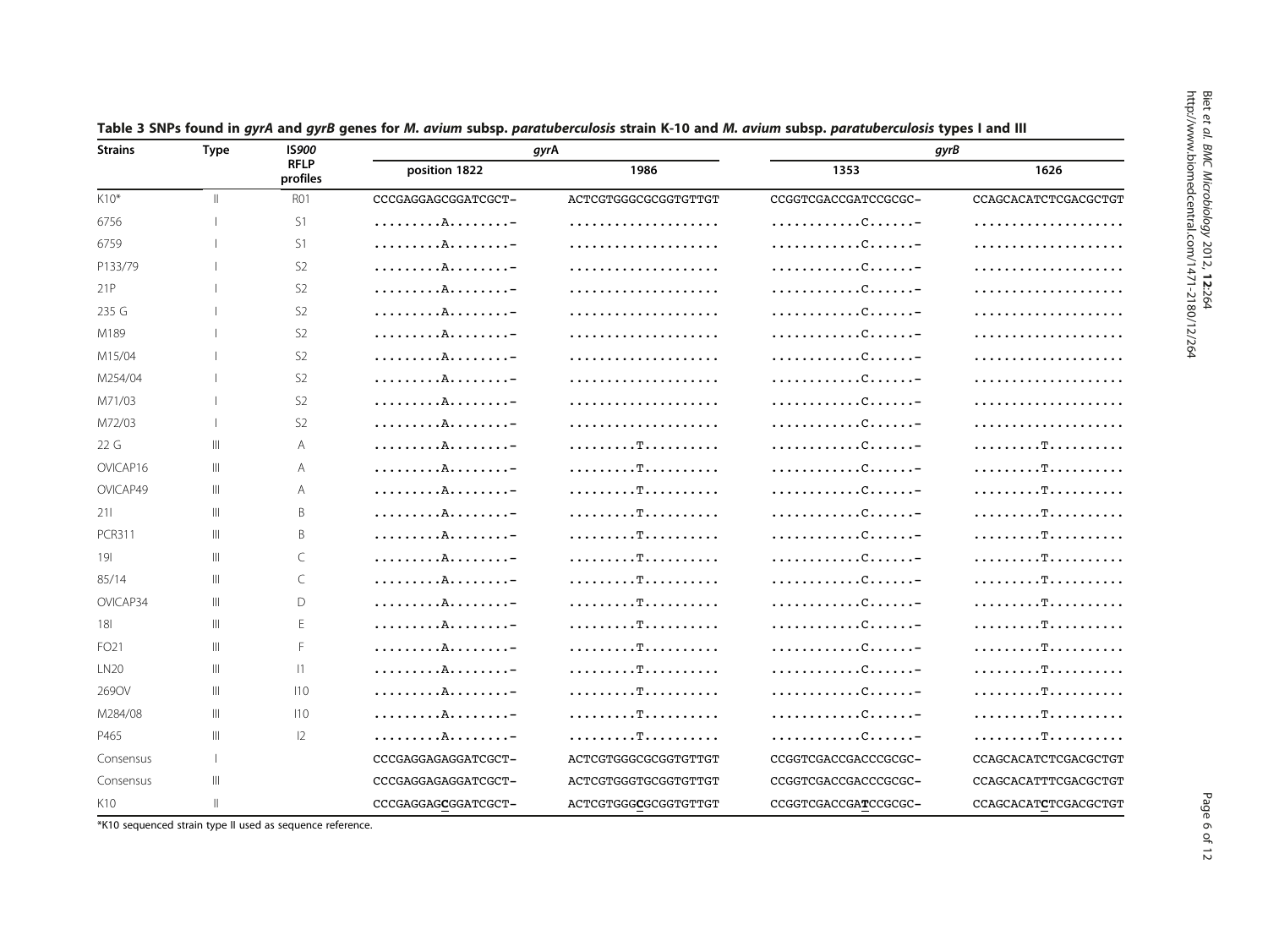**Table 3 SNPs found in *gyrA* and *gyrB* genes for *M. avium* subsp. *paratuberculosis* strain K-10 and *M. avium* subsp. *paratuberculosis* types I and III**

| Strains | Type | IS*900* RFLP profiles | *gyr*A | | *gyrB* | |
|---|---|---|---|---|---|---|
| | | | position 1822 | 1986 | 1353 | 1626 |
| K10* | II | R01 | CCCGAGGAGCGGATCGCT- | ACTCGTGGGCGCGGTGTTGT | CCGGTCGACCGATCCGCGC- | CCAGCACATCTCGACGCTGT |
| 6756 | I | S1 | .........A........- | .................... | ............C......- | .................... |
| 6759 | I | S1 | .........A........- | .................... | ............C......- | .................... |
| P133/79 | I | S2 | .........A........- | .................... | ............C......- | .................... |
| 21P | I | S2 | .........A........- | .................... | ............C......- | .................... |
| 235 G | I | S2 | .........A........- | .................... | ............C......- | .................... |
| M189 | I | S2 | .........A........- | .................... | ............C......- | .................... |
| M15/04 | I | S2 | .........A........- | .................... | ............C......- | .................... |
| M254/04 | I | S2 | .........A........- | .................... | ............C......- | .................... |
| M71/03 | I | S2 | .........A........- | .................... | ............C......- | .................... |
| M72/03 | I | S2 | .........A........- | .................... | ............C......- | .................... |
| 22 G | III | A | .........A........- | .........T.......... | ............C......- | .........T.......... |
| OVICAP16 | III | A | .........A........- | .........T.......... | ............C......- | .........T.......... |
| OVICAP49 | III | A | .........A........- | .........T.......... | ............C......- | .........T.......... |
| 21I | III | B | .........A........- | .........T.......... | ............C......- | .........T.......... |
| PCR311 | III | B | .........A........- | .........T.......... | ............C......- | .........T.......... |
| 19I | III | C | .........A........- | .........T.......... | ............C......- | .........T.......... |
| 85/14 | III | C | .........A........- | .........T.......... | ............C......- | .........T.......... |
| OVICAP34 | III | D | .........A........- | .........T.......... | ............C......- | .........T.......... |
| 18I | III | E | .........A........- | .........T.......... | ............C......- | .........T.......... |
| FO21 | III | F | .........A........- | .........T.......... | ............C......- | .........T.......... |
| LN20 | III | I1 | .........A........- | .........T.......... | ............C......- | .........T.......... |
| 269OV | III | I10 | .........A........- | .........T.......... | ............C......- | .........T.......... |
| M284/08 | III | I10 | .........A........- | .........T.......... | ............C......- | .........T.......... |
| P465 | III | I2 | .........A........- | .........T.......... | ............C......- | .........T.......... |
| Consensus | I | | CCCGAGGAGAGGATCGCT- | ACTCGTGGGCGCGGTGTTGT | CCGGTCGACCGACCCGCGC- | CCAGCACATCTCGACGCTGT |
| Consensus | III | | CCCGAGGAGAGGATCGCT- | ACTCGTGGGTGCGGTGTTGT | CCGGTCGACCGACCCGCGC- | CCAGCACATTTCGACGCTGT |
| K10 | II | | CCCGAGGAG**C**GGATCGCT- | ACTCGTGGG**C**GCGGTGTTGT | CCGGTCGACCGA**T**CCGCGC- | CCAGCACAT**C**TCGACGCTGT |

*K10 sequenced strain type II used as sequence reference.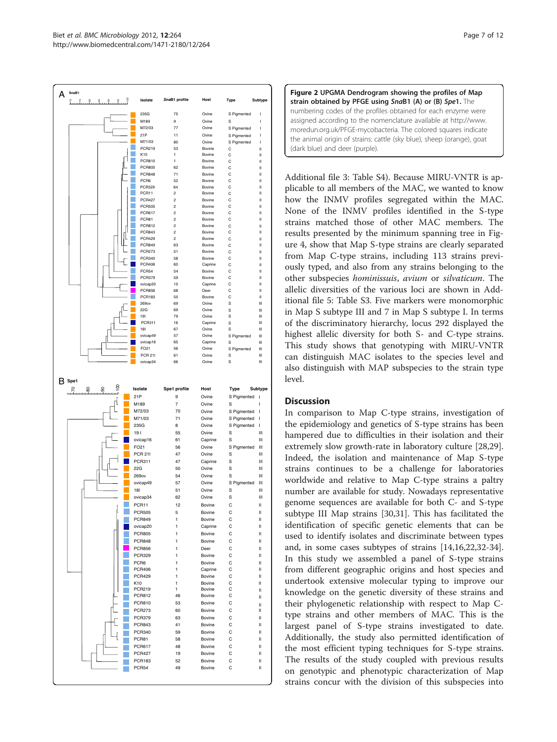**A** SnaB1

| Isolate | SnaB1 profile | Host | Type | Subtype |
|---|---|---|---|---|
| 235G | 75 | Ovine | S Pigmented | I |
| M189 | 9 | Ovine | S | I |
| M72/03 | 77 | Ovine | S Pigmented | I |
| 21P | 11 | Ovine | S Pigmented | I |
| M71/03 | 80 | Ovine | S Pigmented | I |
| PCR219 | 53 | Bovine | C | II |
| K10 | 1 | Bovine | C | II |
| PCR810 | 1 | Bovine | C | II |
| PCR805 | 62 | Bovine | C | II |
| PCR848 | 71 | Bovine | C | II |
| PCR6 | 52 | Bovine | C | II |
| PCR329 | 64 | Bovine | C | II |
| PCR11 | 2 | Bovine | C | II |
| PCR427 | 2 | Bovine | C | II |
| PCR505 | 2 | Bovine | C | II |
| PCR617 | 2 | Bovine | C | II |
| PCR81 | 2 | Bovine | C | II |
| PCR812 | 2 | Bovine | C | II |
| PCR843 | 2 | Bovine | C | II |
| PCR429 | 2 | Bovine | C | II |
| PCR849 | 63 | Bovine | C | II |
| PCR273 | 51 | Bovine | C | II |
| PCR340 | 58 | Bovine | C | II |
| PCR406 | 60 | Caprine | C | II |
| PCR54 | 54 | Bovine | C | II |
| PCR379 | 59 | Bovine | C | II |
| ovicap20 | 15 | Caprine | C | II |
| PCR856 | 68 | Deer | C | II |
| PCR183 | 55 | Bovine | C | II |
| 269ov | 69 | Ovine | S | III |
| 22G | 69 | Ovine | S | III |
| 19I | 79 | Ovine | S | III |
| PCR311 | 16 | Caprine | S | III |
| 18I | 67 | Ovine | S | III |
| ovicap49 | 57 | Ovine | S Pigmented | III |
| ovicap16 | 65 | Caprine | S | III |
| FO21 | 56 | Ovine | S Pigmented | III |
| PCR 21I | 61 | Ovine | S | III |
| ovicap34 | 66 | Ovine | S | III |

**B** Spe1

| Isolate | Spe1 profile | Host | Type | Subtype |
|---|---|---|---|---|
| 21P | 9 | Ovine | S Pigmented | I |
| M189 | 7 | Ovine | S | I |
| M72/03 | 70 | Ovine | S Pigmented | I |
| M71/03 | 71 | Ovine | S Pigmented | I |
| 235G | 8 | Ovine | S Pigmented | I |
| 19 I | 55 | Ovine | S | III |
| ovicap16 | 61 | Caprine | S | III |
| FO21 | 56 | Ovine | S Pigmented | III |
| PCR 21I | 47 | Ovine | S | III |
| PCR311 | 47 | Caprine | S | III |
| 22G | 50 | Ovine | S | III |
| 269ov | 54 | Ovine | S | III |
| ovicap49 | 57 | Ovine | S Pigmented | III |
| 18I | 51 | Ovine | S | III |
| ovicap34 | 62 | Ovine | S | III |
| PCR11 | 12 | Bovine | C | II |
| PCR505 | 5 | Bovine | C | II |
| PCR849 | 1 | Bovine | C | II |
| ovicap20 | 1 | Caprine | C | II |
| PCR805 | 1 | Bovine | C | II |
| PCR848 | 1 | Bovine | C | II |
| PCR856 | 1 | Deer | C | II |
| PCR329 | 1 | Bovine | C | II |
| PCR6 | 1 | Bovine | C | II |
| PCR406 | 1 | Caprine | C | II |
| PCR429 | 1 | Bovine | C | II |
| K10 | 1 | Bovine | C | II |
| PCR219 | 1 | Bovine | C | II |
| PCR812 | 46 | Bovine | C | II |
| PCR810 | 53 | Bovine | C | II |
| PCR273 | 60 | Bovine | C | II |
| PCR379 | 63 | Bovine | C | II |
| PCR843 | 41 | Bovine | C | II |
| PCR340 | 59 | Bovine | C | II |
| PCR81 | 58 | Bovine | C | II |
| PCR617 | 48 | Bovine | C | II |
| PCR427 | 19 | Bovine | C | II |
| PCR183 | 52 | Bovine | C | II |
| PCR54 | 49 | Bovine | C | II |

**Figure 2 UPGMA Dendrogram showing the profiles of Map strain obtained by PFGE using *Sna*B1 (A) or (B) *Spe*1.** The numbering codes of the profiles obtained for each enzyme were assigned according to the nomenclature available at http://www.moredun.org.uk/PFGE-mycobacteria. The colored squares indicate the animal origin of strains: cattle (sky blue), sheep (orange), goat (dark blue) and deer (purple).

Additional file 3: Table S4). Because MIRU-VNTR is applicable to all members of the MAC, we wanted to know how the INMV profiles segregated within the MAC. None of the INMV profiles identified in the S-type strains matched those of other MAC members. The results presented by the minimum spanning tree in Figure 4, show that Map S-type strains are clearly separated from Map C-type strains, including 113 strains previously typed, and also from any strains belonging to the other subspecies *hominissuis*, *avium* or *silvaticum*. The allelic diversities of the various loci are shown in Additional file 5: Table S3. Five markers were monomorphic in Map S subtype III and 7 in Map S subtype I. In terms of the discriminatory hierarchy, locus 292 displayed the highest allelic diversity for both S- and C-type strains. This study shows that genotyping with MIRU-VNTR can distinguish MAC isolates to the species level and also distinguish with MAP subspecies to the strain type level.

## Discussion

In comparison to Map C-type strains, investigation of the epidemiology and genetics of S-type strains has been hampered due to difficulties in their isolation and their extremely slow growth-rate in laboratory culture [28,29]. Indeed, the isolation and maintenance of Map S-type strains continues to be a challenge for laboratories worldwide and relative to Map C-type strains a paltry number are available for study. Nowadays representative genome sequences are available for both C- and S-type subtype III Map strains [30,31]. This has facilitated the identification of specific genetic elements that can be used to identify isolates and discriminate between types and, in some cases subtypes of strains [14,16,22,32-34]. In this study we assembled a panel of S-type strains from different geographic origins and host species and undertook extensive molecular typing to improve our knowledge on the genetic diversity of these strains and their phylogenetic relationship with respect to Map C-type strains and other members of MAC. This is the largest panel of S-type strains investigated to date. Additionally, the study also permitted identification of the most efficient typing techniques for S-type strains. The results of the study coupled with previous results on genotypic and phenotypic characterization of Map strains concur with the division of this subspecies into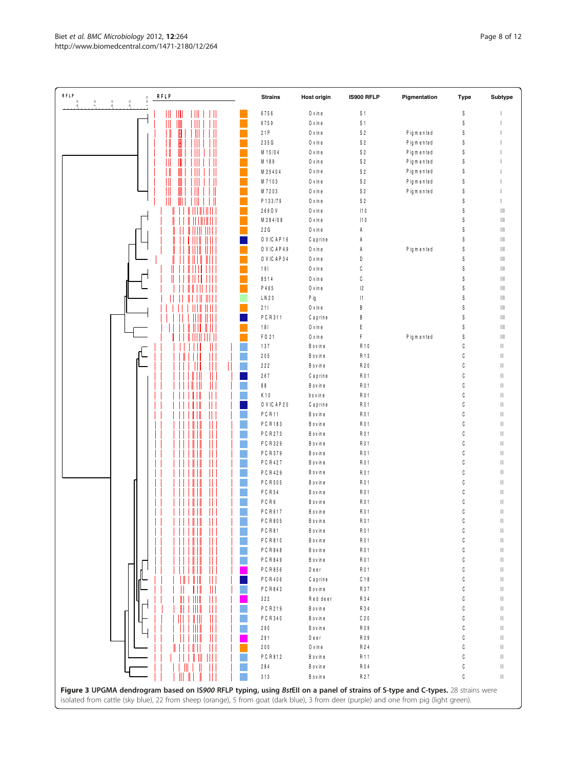| Strains | Host origin | IS900 RFLP | Pigmentation | Type | Subtype |
| --- | --- | --- | --- | --- | --- |
| 6756 | Ovine | S1 | | S | I |
| 6759 | Ovine | S1 | | S | I |
| 21P | Ovine | S2 | Pigmented | S | I |
| 235G | Ovine | S2 | Pigmented | S | I |
| M15/04 | Ovine | S2 | Pigmented | S | I |
| M189 | Ovine | S2 | Pigmented | S | I |
| M25404 | Ovine | S2 | Pigmented | S | I |
| M7103 | Ovine | S2 | Pigmented | S | I |
| M7203 | Ovine | S2 | Pigmented | S | I |
| P133/79 | Ovine | S2 | | S | I |
| 2690V | Ovine | I10 | | S | III |
| M284/08 | Ovine | I10 | | S | III |
| 22G | Ovine | A | | S | III |
| OVICAP16 | Caprine | A | | S | III |
| OVICAP49 | Ovine | A | Pigmented | S | III |
| OVICAP34 | Ovine | D | | S | III |
| 19I | Ovine | C | | S | III |
| 8514 | Ovine | C | | S | III |
| P465 | Ovine | I2 | | S | III |
| LN20 | Pig | I1 | | S | III |
| 21I | Ovine | B | | S | III |
| PCR311 | Caprine | B | | S | III |
| 18I | Ovine | E | | S | III |
| FO21 | Ovine | F | Pigmented | S | III |
| 137 | Bovine | R10 | | C | II |
| 205 | Bovine | R13 | | C | II |
| 222 | Bovine | R20 | | C | II |
| 267 | Caprine | R01 | | C | II |
| 88 | Bovine | R01 | | C | II |
| K10 | bovine | R01 | | C | II |
| OVICAP20 | Caprine | R01 | | C | II |
| PCR11 | Bovine | R01 | | C | II |
| PCR183 | Bovine | R01 | | C | II |
| PCR273 | Bovine | R01 | | C | II |
| PCR329 | Bovine | R01 | | C | II |
| PCR379 | Bovine | R01 | | C | II |
| PCR427 | Bovine | R01 | | C | II |
| PCR429 | Bovine | R01 | | C | II |
| PCR505 | Bovine | R01 | | C | II |
| PCR54 | Bovine | R01 | | C | II |
| PCR6 | Bovine | R01 | | C | II |
| PCR617 | Bovine | R01 | | C | II |
| PCR805 | Bovine | R01 | | C | II |
| PCR81 | Bovine | R01 | | C | II |
| PCR810 | Bovine | R01 | | C | II |
| PCR848 | Bovine | R01 | | C | II |
| PCR849 | Bovine | R01 | | C | II |
| PCR856 | Deer | R01 | | C | II |
| PCR406 | Caprine | C18 | | C | II |
| PCR843 | Bovine | R37 | | C | II |
| 322 | Red deer | R34 | | C | II |
| PCR219 | Bovine | R34 | | C | II |
| PCR340 | Bovine | C20 | | C | II |
| 290 | Bovine | R09 | | C | II |
| 291 | Deer | R09 | | C | II |
| 200 | Ovine | R24 | | C | II |
| PCR812 | Bovine | R11 | | C | II |
| 284 | Bovine | R04 | | C | II |
| 313 | Bovine | R27 | | C | II |

**Figure 3 UPGMA dendrogram based on IS*900* RFLP typing, using *Bst*EII on a panel of strains of S-type and C-types.** 28 strains were isolated from cattle (sky blue), 22 from sheep (orange), 5 from goat (dark blue), 3 from deer (purple) and one from pig (light green).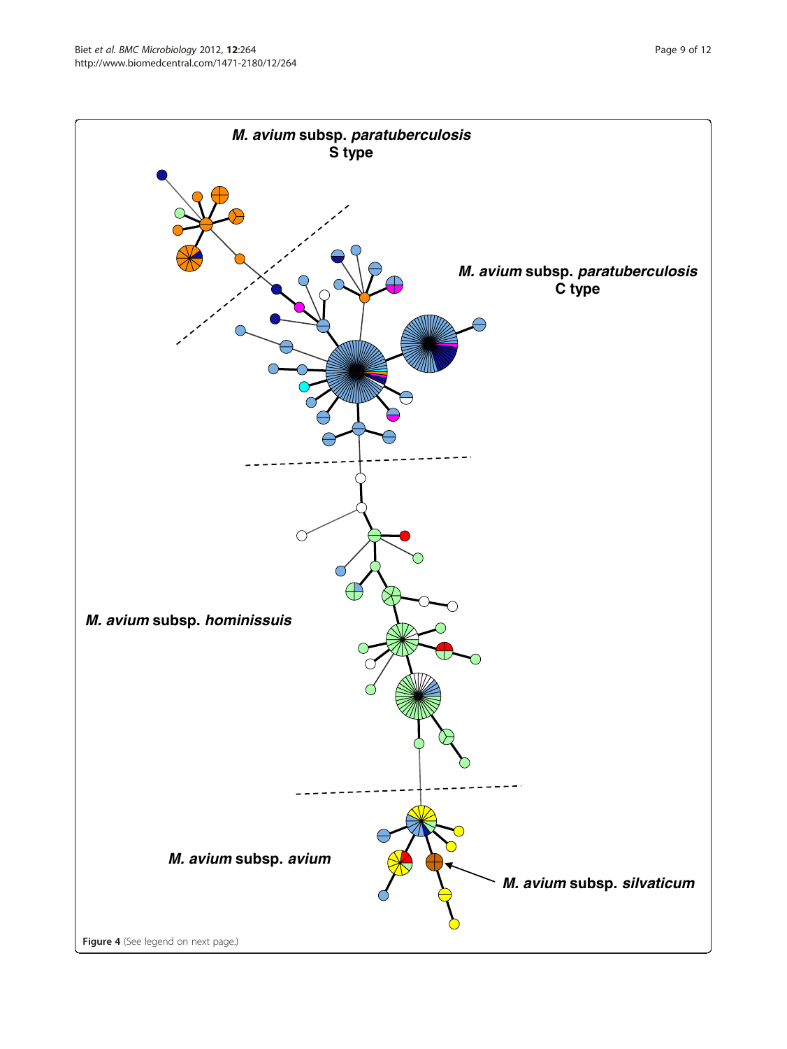*M. avium* subsp. *paratuberculosis* S type

*M. avium* subsp. *paratuberculosis* C type

*M. avium* subsp. *hominissuis*

*M. avium* subsp. *avium*

*M. avium* subsp. *silvaticum*

**Figure 4** (See legend on next page.)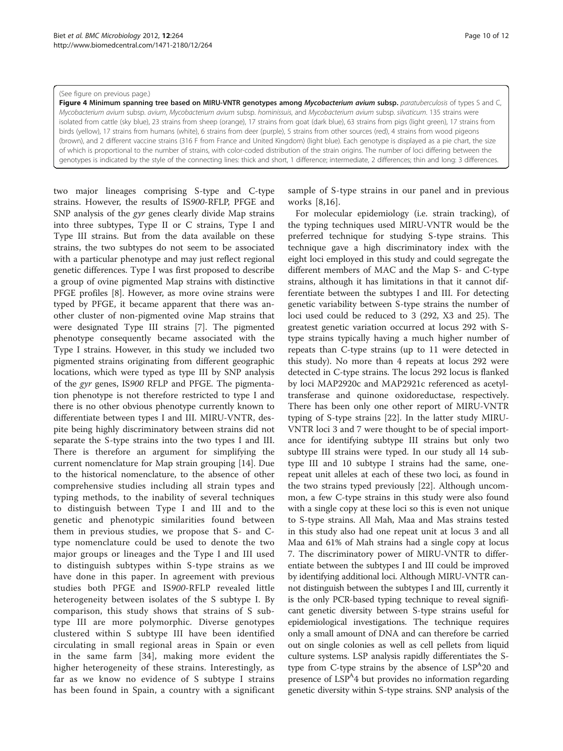(See figure on previous page.)

**Figure 4 Minimum spanning tree based on MIRU-VNTR genotypes among *Mycobacterium avium* subsp.** *paratuberculosis* of types S and C, *Mycobacterium avium* subsp. *avium*, *Mycobacterium avium* subsp. *hominissuis*, and *Mycobacterium avium* subsp. *silvaticum*. 135 strains were isolated from cattle (sky blue), 23 strains from sheep (orange), 17 strains from goat (dark blue), 63 strains from pigs (light green), 17 strains from birds (yellow), 17 strains from humans (white), 6 strains from deer (purple), 5 strains from other sources (red), 4 strains from wood pigeons (brown), and 2 different vaccine strains (316 F from France and United Kingdom) (light blue). Each genotype is displayed as a pie chart, the size of which is proportional to the number of strains, with color-coded distribution of the strain origins. The number of loci differing between the genotypes is indicated by the style of the connecting lines: thick and short, 1 difference; intermediate, 2 differences; thin and long: 3 differences.

two major lineages comprising S-type and C-type strains. However, the results of IS*900*-RFLP, PFGE and SNP analysis of the *gyr* genes clearly divide Map strains into three subtypes, Type II or C strains, Type I and Type III strains. But from the data available on these strains, the two subtypes do not seem to be associated with a particular phenotype and may just reflect regional genetic differences. Type I was first proposed to describe a group of ovine pigmented Map strains with distinctive PFGE profiles [8]. However, as more ovine strains were typed by PFGE, it became apparent that there was another cluster of non-pigmented ovine Map strains that were designated Type III strains [7]. The pigmented phenotype consequently became associated with the Type I strains. However, in this study we included two pigmented strains originating from different geographic locations, which were typed as type III by SNP analysis of the *gyr* genes, IS*900* RFLP and PFGE. The pigmentation phenotype is not therefore restricted to type I and there is no other obvious phenotype currently known to differentiate between types I and III. MIRU-VNTR, despite being highly discriminatory between strains did not separate the S-type strains into the two types I and III. There is therefore an argument for simplifying the current nomenclature for Map strain grouping [14]. Due to the historical nomenclature, to the absence of other comprehensive studies including all strain types and typing methods, to the inability of several techniques to distinguish between Type I and III and to the genetic and phenotypic similarities found between them in previous studies, we propose that S- and C-type nomenclature could be used to denote the two major groups or lineages and the Type I and III used to distinguish subtypes within S-type strains as we have done in this paper. In agreement with previous studies both PFGE and IS*900*-RFLP revealed little heterogeneity between isolates of the S subtype I. By comparison, this study shows that strains of S subtype III are more polymorphic. Diverse genotypes clustered within S subtype III have been identified circulating in small regional areas in Spain or even in the same farm [34], making more evident the higher heterogeneity of these strains. Interestingly, as far as we know no evidence of S subtype I strains has been found in Spain, a country with a significant sample of S-type strains in our panel and in previous works [8,16].

For molecular epidemiology (i.e. strain tracking), of the typing techniques used MIRU-VNTR would be the preferred technique for studying S-type strains. This technique gave a high discriminatory index with the eight loci employed in this study and could segregate the different members of MAC and the Map S- and C-type strains, although it has limitations in that it cannot differentiate between the subtypes I and III. For detecting genetic variability between S-type strains the number of loci used could be reduced to 3 (292, X3 and 25). The greatest genetic variation occurred at locus 292 with S-type strains typically having a much higher number of repeats than C-type strains (up to 11 were detected in this study). No more than 4 repeats at locus 292 were detected in C-type strains. The locus 292 locus is flanked by loci MAP2920c and MAP2921c referenced as acetyltransferase and quinone oxidoreductase, respectively. There has been only one other report of MIRU-VNTR typing of S-type strains [22]. In the latter study MIRU-VNTR loci 3 and 7 were thought to be of special importance for identifying subtype III strains but only two subtype III strains were typed. In our study all 14 subtype III and 10 subtype I strains had the same, one-repeat unit alleles at each of these two loci, as found in the two strains typed previously [22]. Although uncommon, a few C-type strains in this study were also found with a single copy at these loci so this is even not unique to S-type strains. All Mah, Maa and Mas strains tested in this study also had one repeat unit at locus 3 and all Maa and 61% of Mah strains had a single copy at locus 7. The discriminatory power of MIRU-VNTR to differentiate between the subtypes I and III could be improved by identifying additional loci. Although MIRU-VNTR cannot distinguish between the subtypes I and III, currently it is the only PCR-based typing technique to reveal significant genetic diversity between S-type strains useful for epidemiological investigations. The technique requires only a small amount of DNA and can therefore be carried out on single colonies as well as cell pellets from liquid culture systems. LSP analysis rapidly differentiates the S-type from C-type strains by the absence of $LSP^{A}20$ and presence of $LSP^{A}4$ but provides no information regarding genetic diversity within S-type strains. SNP analysis of the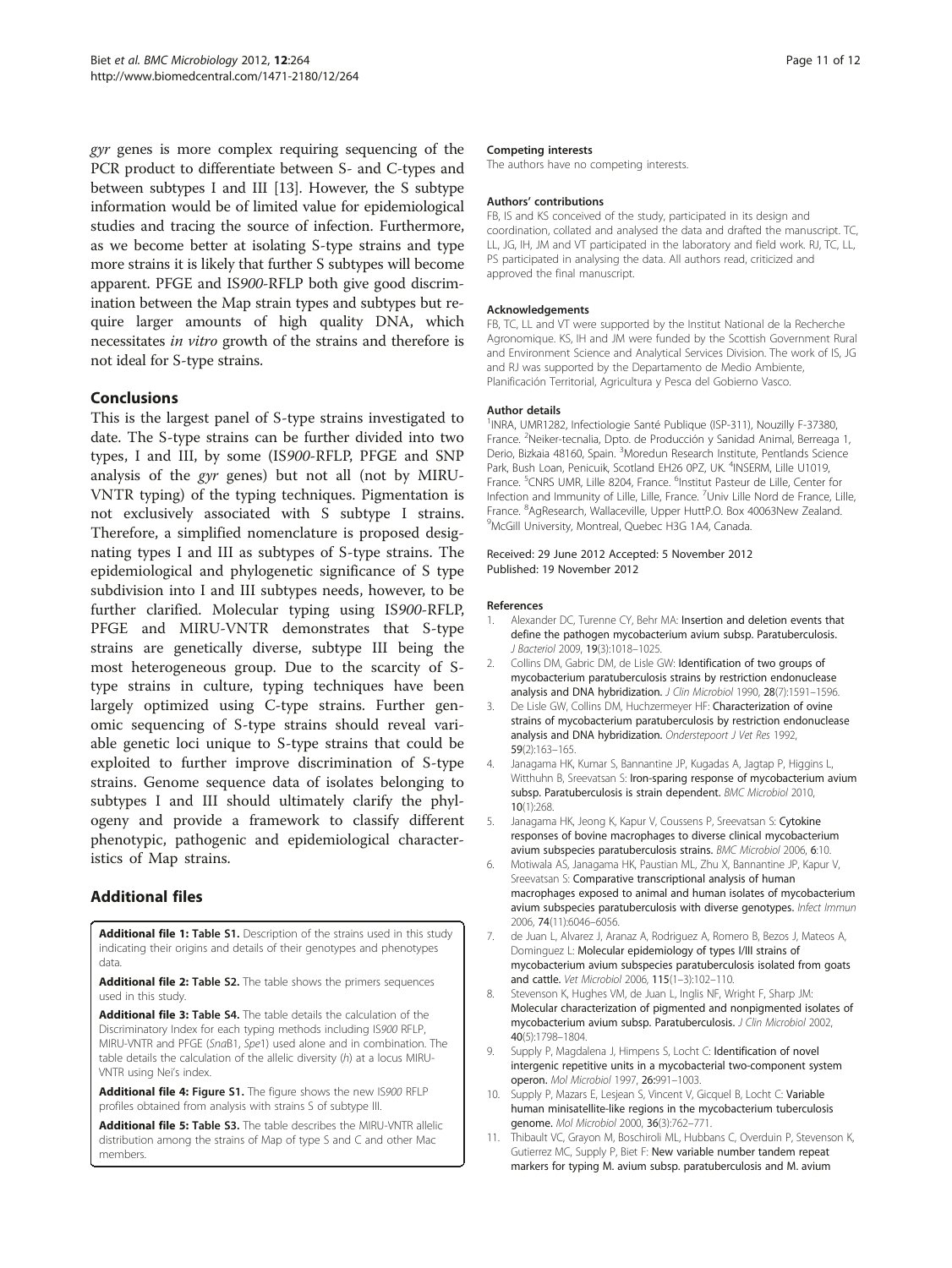*gyr* genes is more complex requiring sequencing of the PCR product to differentiate between S- and C-types and between subtypes I and III [13]. However, the S subtype information would be of limited value for epidemiological studies and tracing the source of infection. Furthermore, as we become better at isolating S-type strains and type more strains it is likely that further S subtypes will become apparent. PFGE and IS*900*-RFLP both give good discrimination between the Map strain types and subtypes but require larger amounts of high quality DNA, which necessitates *in vitro* growth of the strains and therefore is not ideal for S-type strains.

## Conclusions

This is the largest panel of S-type strains investigated to date. The S-type strains can be further divided into two types, I and III, by some (IS*900*-RFLP, PFGE and SNP analysis of the *gyr* genes) but not all (not by MIRU-VNTR typing) of the typing techniques. Pigmentation is not exclusively associated with S subtype I strains. Therefore, a simplified nomenclature is proposed designating types I and III as subtypes of S-type strains. The epidemiological and phylogenetic significance of S type subdivision into I and III subtypes needs, however, to be further clarified. Molecular typing using IS*900*-RFLP, PFGE and MIRU-VNTR demonstrates that S-type strains are genetically diverse, subtype III being the most heterogeneous group. Due to the scarcity of S-type strains in culture, typing techniques have been largely optimized using C-type strains. Further genomic sequencing of S-type strains should reveal variable genetic loci unique to S-type strains that could be exploited to further improve discrimination of S-type strains. Genome sequence data of isolates belonging to subtypes I and III should ultimately clarify the phylogeny and provide a framework to classify different phenotypic, pathogenic and epidemiological characteristics of Map strains.

## Additional files

**Additional file 1: Table S1.** Description of the strains used in this study indicating their origins and details of their genotypes and phenotypes data.

**Additional file 2: Table S2.** The table shows the primers sequences used in this study.

**Additional file 3: Table S4.** The table details the calculation of the Discriminatory Index for each typing methods including IS*900* RFLP, MIRU-VNTR and PFGE (*Sna*B1, *Spe*1) used alone and in combination. The table details the calculation of the allelic diversity (*h*) at a locus MIRU-VNTR using Nei's index.

**Additional file 4: Figure S1.** The figure shows the new IS*900* RFLP profiles obtained from analysis with strains S of subtype III.

**Additional file 5: Table S3.** The table describes the MIRU-VNTR allelic distribution among the strains of Map of type S and C and other Mac members.

#### Competing interests

The authors have no competing interests.

#### Authors' contributions

FB, IS and KS conceived of the study, participated in its design and coordination, collated and analysed the data and drafted the manuscript. TC, LL, JG, IH, JM and VT participated in the laboratory and field work. RJ, TC, LL, PS participated in analysing the data. All authors read, criticized and approved the final manuscript.

#### Acknowledgements

FB, TC, LL and VT were supported by the Institut National de la Recherche Agronomique. KS, IH and JM were funded by the Scottish Government Rural and Environment Science and Analytical Services Division. The work of IS, JG and RJ was supported by the Departamento de Medio Ambiente, Planificación Territorial, Agricultura y Pesca del Gobierno Vasco.

#### Author details

[1]INRA, UMR1282, Infectiologie Santé Publique (ISP-311), Nouzilly F-37380, France. [2]Neiker-tecnalia, Dpto. de Producción y Sanidad Animal, Berreaga 1, Derio, Bizkaia 48160, Spain. [3]Moredun Research Institute, Pentlands Science Park, Bush Loan, Penicuik, Scotland EH26 0PZ, UK. [4]INSERM, Lille U1019, France. [5]CNRS UMR, Lille 8204, France. [6]Institut Pasteur de Lille, Center for Infection and Immunity of Lille, Lille, France. [7]Univ Lille Nord de France, Lille, France. [8]AgResearch, Wallaceville, Upper HuttP.O. Box 40063New Zealand. [9]McGill University, Montreal, Quebec H3G 1A4, Canada.

Received: 29 June 2012 Accepted: 5 November 2012
Published: 19 November 2012

#### References

1. Alexander DC, Turenne CY, Behr MA: **Insertion and deletion events that define the pathogen mycobacterium avium subsp. Paratuberculosis.** *J Bacteriol* 2009, **19**(3):1018–1025.
2. Collins DM, Gabric DM, de Lisle GW: **Identification of two groups of mycobacterium paratuberculosis strains by restriction endonuclease analysis and DNA hybridization.** *J Clin Microbiol* 1990, **28**(7):1591–1596.
3. De Lisle GW, Collins DM, Huchzermeyer HF: **Characterization of ovine strains of mycobacterium paratuberculosis by restriction endonuclease analysis and DNA hybridization.** *Onderstepoort J Vet Res* 1992, **59**(2):163–165.
4. Janagama HK, Kumar S, Bannantine JP, Kugadas A, Jagtap P, Higgins L, Witthuhn B, Sreevatsan S: **Iron-sparing response of mycobacterium avium subsp. Paratuberculosis is strain dependent.** *BMC Microbiol* 2010, **10**(1):268.
5. Janagama HK, Jeong K, Kapur V, Coussens P, Sreevatsan S: **Cytokine responses of bovine macrophages to diverse clinical mycobacterium avium subspecies paratuberculosis strains.** *BMC Microbiol* 2006, **6**:10.
6. Motiwala AS, Janagama HK, Paustian ML, Zhu X, Bannantine JP, Kapur V, Sreevatsan S: **Comparative transcriptional analysis of human macrophages exposed to animal and human isolates of mycobacterium avium subspecies paratuberculosis with diverse genotypes.** *Infect Immun* 2006, **74**(11):6046–6056.
7. de Juan L, Alvarez J, Aranaz A, Rodriguez A, Romero B, Bezos J, Mateos A, Dominguez L: **Molecular epidemiology of types I/III strains of mycobacterium avium subspecies paratuberculosis isolated from goats and cattle.** *Vet Microbiol* 2006, **115**(1–3):102–110.
8. Stevenson K, Hughes VM, de Juan L, Inglis NF, Wright F, Sharp JM: **Molecular characterization of pigmented and nonpigmented isolates of mycobacterium avium subsp. Paratuberculosis.** *J Clin Microbiol* 2002, **40**(5):1798–1804.
9. Supply P, Magdalena J, Himpens S, Locht C: **Identification of novel intergenic repetitive units in a mycobacterial two-component system operon.** *Mol Microbiol* 1997, **26:**991–1003.
10. Supply P, Mazars E, Lesjean S, Vincent V, Gicquel B, Locht C: **Variable human minisatellite-like regions in the mycobacterium tuberculosis genome.** *Mol Microbiol* 2000, **36**(3):762–771.
11. Thibault VC, Grayon M, Boschiroli ML, Hubbans C, Overduin P, Stevenson K, Gutierrez MC, Supply P, Biet F: **New variable number tandem repeat markers for typing M. avium subsp. paratuberculosis and M. avium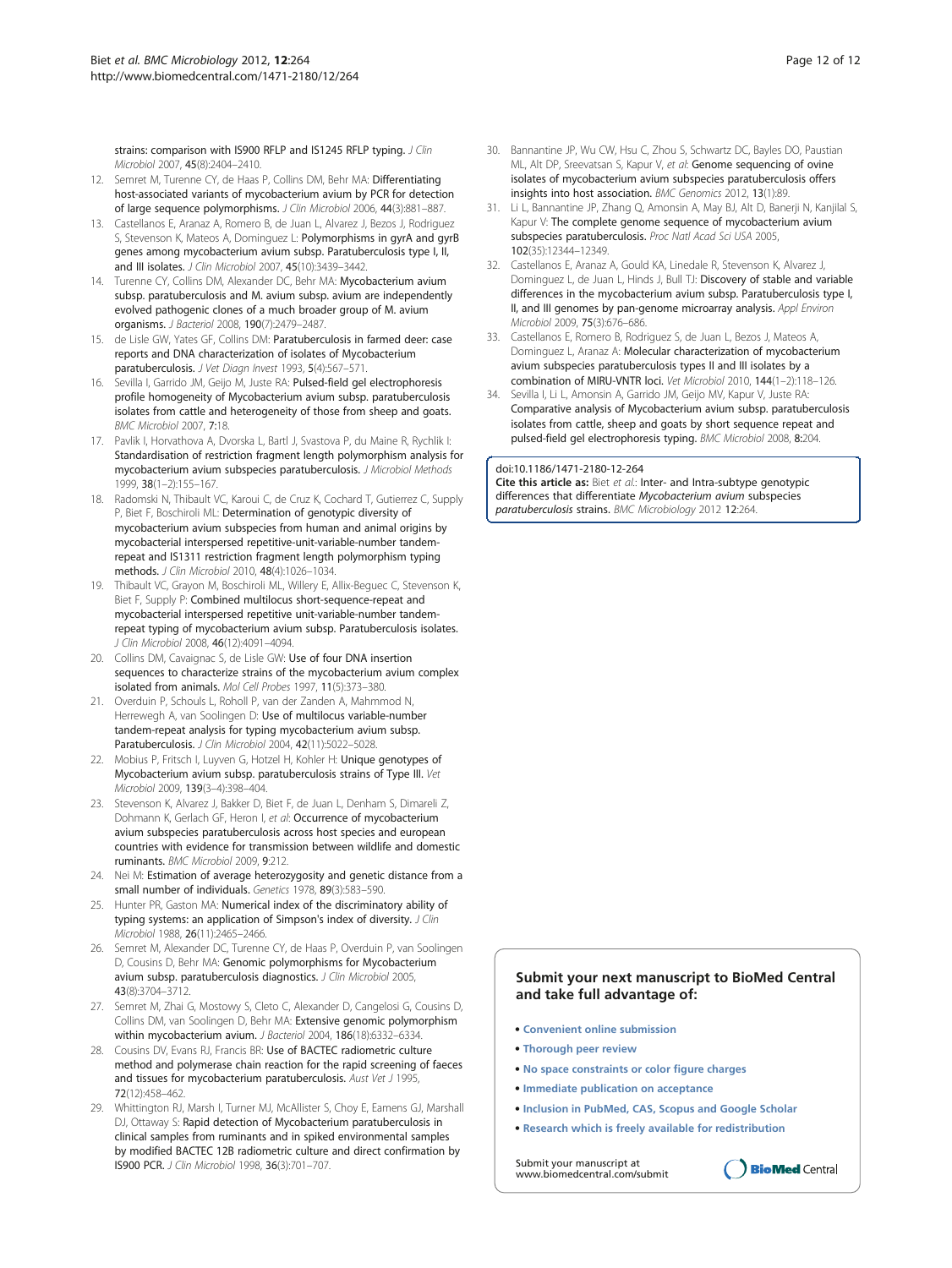strains: comparison with IS900 RFLP and IS1245 RFLP typing. *J Clin Microbiol* 2007, **45**(8):2404–2410.

12. Semret M, Turenne CY, de Haas P, Collins DM, Behr MA: **Differentiating host-associated variants of mycobacterium avium by PCR for detection of large sequence polymorphisms.** *J Clin Microbiol* 2006, **44**(3):881–887.
13. Castellanos E, Aranaz A, Romero B, de Juan L, Alvarez J, Bezos J, Rodriguez S, Stevenson K, Mateos A, Dominguez L: **Polymorphisms in gyrA and gyrB genes among mycobacterium avium subsp. Paratuberculosis type I, II, and III isolates.** *J Clin Microbiol* 2007, **45**(10):3439–3442.
14. Turenne CY, Collins DM, Alexander DC, Behr MA: **Mycobacterium avium subsp. paratuberculosis and M. avium subsp. avium are independently evolved pathogenic clones of a much broader group of M. avium organisms.** *J Bacteriol* 2008, **190**(7):2479–2487.
15. de Lisle GW, Yates GF, Collins DM: **Paratuberculosis in farmed deer: case reports and DNA characterization of isolates of Mycobacterium paratuberculosis.** *J Vet Diagn Invest* 1993, **5**(4):567–571.
16. Sevilla I, Garrido JM, Geijo M, Juste RA: **Pulsed-field gel electrophoresis profile homogeneity of Mycobacterium avium subsp. paratuberculosis isolates from cattle and heterogeneity of those from sheep and goats.** *BMC Microbiol* 2007, **7**:18.
17. Pavlik I, Horvathova A, Dvorska L, Bartl J, Svastova P, du Maine R, Rychlik I: **Standardisation of restriction fragment length polymorphism analysis for mycobacterium avium subspecies paratuberculosis.** *J Microbiol Methods* 1999, **38**(1–2):155–167.
18. Radomski N, Thibault VC, Karoui C, de Cruz K, Cochard T, Gutierrez C, Supply P, Biet F, Boschiroli ML: **Determination of genotypic diversity of mycobacterium avium subspecies from human and animal origins by mycobacterial interspersed repetitive-unit-variable-number tandem-repeat and IS1311 restriction fragment length polymorphism typing methods.** *J Clin Microbiol* 2010, **48**(4):1026–1034.
19. Thibault VC, Grayon M, Boschiroli ML, Willery E, Allix-Beguec C, Stevenson K, Biet F, Supply P: **Combined multilocus short-sequence-repeat and mycobacterial interspersed repetitive unit-variable-number tandem-repeat typing of mycobacterium avium subsp. Paratuberculosis isolates.** *J Clin Microbiol* 2008, **46**(12):4091–4094.
20. Collins DM, Cavaignac S, de Lisle GW: **Use of four DNA insertion sequences to characterize strains of the mycobacterium avium complex isolated from animals.** *Mol Cell Probes* 1997, **11**(5):373–380.
21. Overduin P, Schouls L, Roholl P, van der Zanden A, Mahmmod N, Herrewegh A, van Soolingen D: **Use of multilocus variable-number tandem-repeat analysis for typing mycobacterium avium subsp. Paratuberculosis.** *J Clin Microbiol* 2004, **42**(11):5022–5028.
22. Mobius P, Fritsch I, Luyven G, Hotzel H, Kohler H: **Unique genotypes of Mycobacterium avium subsp. paratuberculosis strains of Type III.** *Vet Microbiol* 2009, **139**(3–4):398–404.
23. Stevenson K, Alvarez J, Bakker D, Biet F, de Juan L, Denham S, Dimareli Z, Dohmann K, Gerlach GF, Heron I, *et al*: **Occurrence of mycobacterium avium subspecies paratuberculosis across host species and european countries with evidence for transmission between wildlife and domestic ruminants.** *BMC Microbiol* 2009, **9**:212.
24. Nei M: **Estimation of average heterozygosity and genetic distance from a small number of individuals.** *Genetics* 1978, **89**(3):583–590.
25. Hunter PR, Gaston MA: **Numerical index of the discriminatory ability of typing systems: an application of Simpson's index of diversity.** *J Clin Microbiol* 1988, **26**(11):2465–2466.
26. Semret M, Alexander DC, Turenne CY, de Haas P, Overduin P, van Soolingen D, Cousins D, Behr MA: **Genomic polymorphisms for Mycobacterium avium subsp. paratuberculosis diagnostics.** *J Clin Microbiol* 2005, **43**(8):3704–3712.
27. Semret M, Zhai G, Mostowy S, Cleto C, Alexander D, Cangelosi G, Cousins D, Collins DM, van Soolingen D, Behr MA: **Extensive genomic polymorphism within mycobacterium avium.** *J Bacteriol* 2004, **186**(18):6332–6334.
28. Cousins DV, Evans RJ, Francis BR: **Use of BACTEC radiometric culture method and polymerase chain reaction for the rapid screening of faeces and tissues for mycobacterium paratuberculosis.** *Aust Vet J* 1995, **72**(12):458–462.
29. Whittington RJ, Marsh I, Turner MJ, McAllister S, Choy E, Eamens GJ, Marshall DJ, Ottaway S: **Rapid detection of Mycobacterium paratuberculosis in clinical samples from ruminants and in spiked environmental samples by modified BACTEC 12B radiometric culture and direct confirmation by IS900 PCR.** *J Clin Microbiol* 1998, **36**(3):701–707.
30. Bannantine JP, Wu CW, Hsu C, Zhou S, Schwartz DC, Bayles DO, Paustian ML, Alt DP, Sreevatsan S, Kapur V, *et al*: **Genome sequencing of ovine isolates of mycobacterium avium subspecies paratuberculosis offers insights into host association.** *BMC Genomics* 2012, **13**(1):89.
31. Li L, Bannantine JP, Zhang Q, Amonsin A, May BJ, Alt D, Banerji N, Kanjilal S, Kapur V: **The complete genome sequence of mycobacterium avium subspecies paratuberculosis.** *Proc Natl Acad Sci USA* 2005, **102**(35):12344–12349.
32. Castellanos E, Aranaz A, Gould KA, Linedale R, Stevenson K, Alvarez J, Dominguez L, de Juan L, Hinds J, Bull TJ: **Discovery of stable and variable differences in the mycobacterium avium subsp. Paratuberculosis type I, II, and III genomes by pan-genome microarray analysis.** *Appl Environ Microbiol* 2009, **75**(3):676–686.
33. Castellanos E, Romero B, Rodriguez S, de Juan L, Bezos J, Mateos A, Dominguez L, Aranaz A: **Molecular characterization of mycobacterium avium subspecies paratuberculosis types II and III isolates by a combination of MIRU-VNTR loci.** *Vet Microbiol* 2010, **144**(1–2):118–126.
34. Sevilla I, Li L, Amonsin A, Garrido JM, Geijo MV, Kapur V, Juste RA: **Comparative analysis of Mycobacterium avium subsp. paratuberculosis isolates from cattle, sheep and goats by short sequence repeat and pulsed-field gel electrophoresis typing.** *BMC Microbiol* 2008, **8**:204.

doi:10.1186/1471-2180-12-264
**Cite this article as:** Biet *et al.*: Inter- and Intra-subtype genotypic differences that differentiate *Mycobacterium avium* subspecies *paratuberculosis* strains. *BMC Microbiology* 2012 **12**:264.

**Submit your next manuscript to BioMed Central and take full advantage of:**

- **Convenient online submission**
- **Thorough peer review**
- **No space constraints or color figure charges**
- **Immediate publication on acceptance**
- **Inclusion in PubMed, CAS, Scopus and Google Scholar**
- **Research which is freely available for redistribution**

Submit your manuscript at
www.biomedcentral.com/submit

BioMed Central